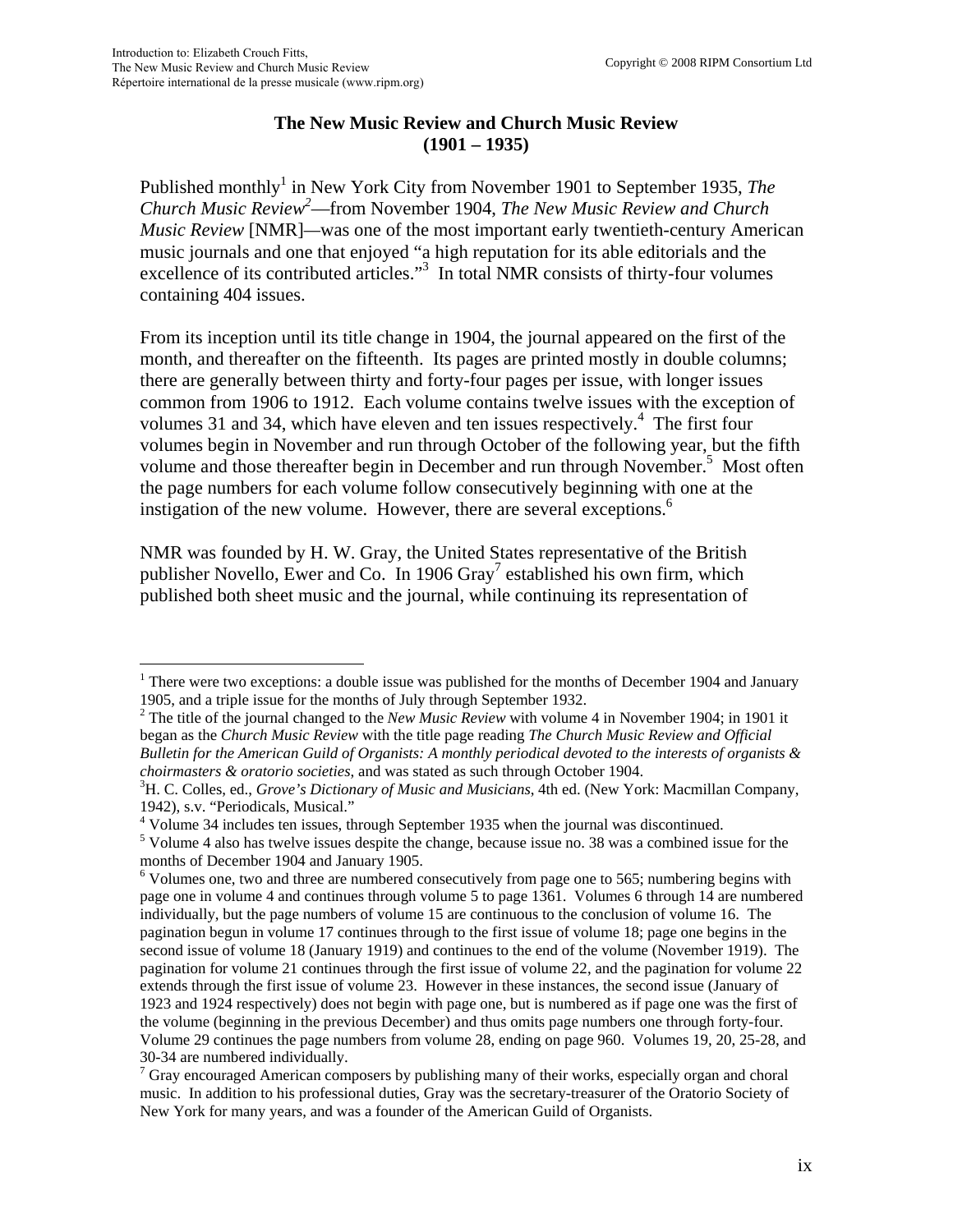# The New Music Review and Church Music Review (1901 – 1935)

Published monthly[1] in New York City from November 1901 to September 1935, *The Church Music Review*[2]—from November 1904, *The New Music Review and Church Music Review* [NMR]—was one of the most important early twentieth-century American music journals and one that enjoyed "a high reputation for its able editorials and the excellence of its contributed articles."[3] In total NMR consists of thirty-four volumes containing 404 issues.

From its inception until its title change in 1904, the journal appeared on the first of the month, and thereafter on the fifteenth. Its pages are printed mostly in double columns; there are generally between thirty and forty-four pages per issue, with longer issues common from 1906 to 1912. Each volume contains twelve issues with the exception of volumes 31 and 34, which have eleven and ten issues respectively.[4] The first four volumes begin in November and run through October of the following year, but the fifth volume and those thereafter begin in December and run through November.[5] Most often the page numbers for each volume follow consecutively beginning with one at the instigation of the new volume. However, there are several exceptions.[6]

NMR was founded by H. W. Gray, the United States representative of the British publisher Novello, Ewer and Co. In 1906 Gray[7] established his own firm, which published both sheet music and the journal, while continuing its representation of

---

[1] There were two exceptions: a double issue was published for the months of December 1904 and January 1905, and a triple issue for the months of July through September 1932.

[2] The title of the journal changed to the *New Music Review* with volume 4 in November 1904; in 1901 it began as the *Church Music Review* with the title page reading *The Church Music Review and Official Bulletin for the American Guild of Organists: A monthly periodical devoted to the interests of organists & choirmasters & oratorio societies*, and was stated as such through October 1904.

[3] H. C. Colles, ed., *Grove's Dictionary of Music and Musicians*, 4th ed. (New York: Macmillan Company, 1942), s.v. "Periodicals, Musical."

[4] Volume 34 includes ten issues, through September 1935 when the journal was discontinued.

[5] Volume 4 also has twelve issues despite the change, because issue no. 38 was a combined issue for the months of December 1904 and January 1905.

[6] Volumes one, two and three are numbered consecutively from page one to 565; numbering begins with page one in volume 4 and continues through volume 5 to page 1361. Volumes 6 through 14 are numbered individually, but the page numbers of volume 15 are continuous to the conclusion of volume 16. The pagination begun in volume 17 continues through to the first issue of volume 18; page one begins in the second issue of volume 18 (January 1919) and continues to the end of the volume (November 1919). The pagination for volume 21 continues through the first issue of volume 22, and the pagination for volume 22 extends through the first issue of volume 23. However in these instances, the second issue (January of 1923 and 1924 respectively) does not begin with page one, but is numbered as if page one was the first of the volume (beginning in the previous December) and thus omits page numbers one through forty-four. Volume 29 continues the page numbers from volume 28, ending on page 960. Volumes 19, 20, 25-28, and 30-34 are numbered individually.

[7] Gray encouraged American composers by publishing many of their works, especially organ and choral music. In addition to his professional duties, Gray was the secretary-treasurer of the Oratorio Society of New York for many years, and was a founder of the American Guild of Organists.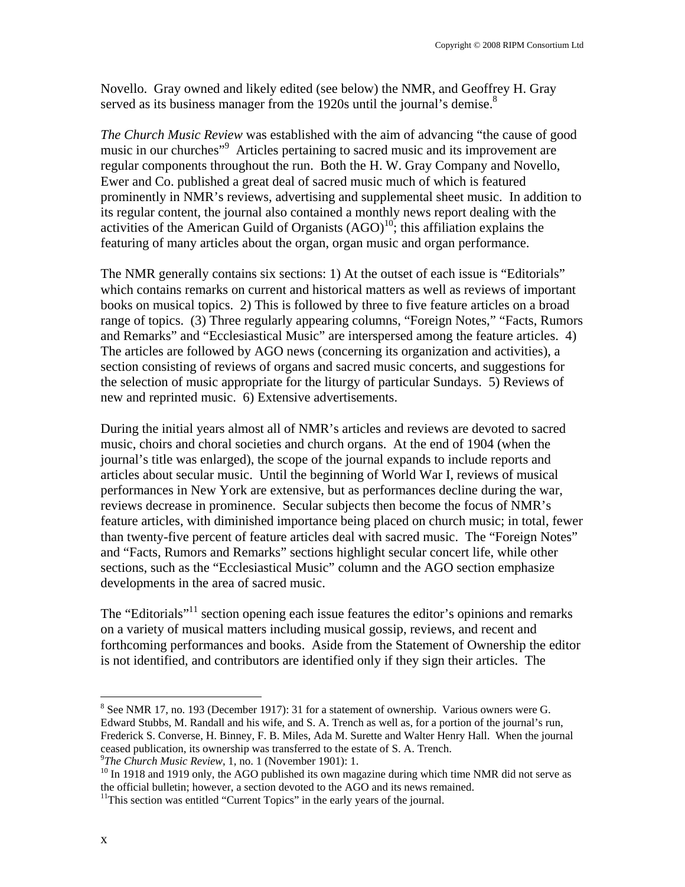Novello. Gray owned and likely edited (see below) the NMR, and Geoffrey H. Gray served as its business manager from the 1920s until the journal's demise.[8]

*The Church Music Review* was established with the aim of advancing "the cause of good music in our churches"[9] Articles pertaining to sacred music and its improvement are regular components throughout the run. Both the H. W. Gray Company and Novello, Ewer and Co. published a great deal of sacred music much of which is featured prominently in NMR's reviews, advertising and supplemental sheet music. In addition to its regular content, the journal also contained a monthly news report dealing with the activities of the American Guild of Organists (AGO)[10]; this affiliation explains the featuring of many articles about the organ, organ music and organ performance.

The NMR generally contains six sections: 1) At the outset of each issue is "Editorials" which contains remarks on current and historical matters as well as reviews of important books on musical topics. 2) This is followed by three to five feature articles on a broad range of topics. (3) Three regularly appearing columns, "Foreign Notes," "Facts, Rumors and Remarks" and "Ecclesiastical Music" are interspersed among the feature articles. 4) The articles are followed by AGO news (concerning its organization and activities), a section consisting of reviews of organs and sacred music concerts, and suggestions for the selection of music appropriate for the liturgy of particular Sundays. 5) Reviews of new and reprinted music. 6) Extensive advertisements.

During the initial years almost all of NMR's articles and reviews are devoted to sacred music, choirs and choral societies and church organs. At the end of 1904 (when the journal's title was enlarged), the scope of the journal expands to include reports and articles about secular music. Until the beginning of World War I, reviews of musical performances in New York are extensive, but as performances decline during the war, reviews decrease in prominence. Secular subjects then become the focus of NMR's feature articles, with diminished importance being placed on church music; in total, fewer than twenty-five percent of feature articles deal with sacred music. The "Foreign Notes" and "Facts, Rumors and Remarks" sections highlight secular concert life, while other sections, such as the "Ecclesiastical Music" column and the AGO section emphasize developments in the area of sacred music.

The "Editorials"[11] section opening each issue features the editor's opinions and remarks on a variety of musical matters including musical gossip, reviews, and recent and forthcoming performances and books. Aside from the Statement of Ownership the editor is not identified, and contributors are identified only if they sign their articles. The

---

[8] See NMR 17, no. 193 (December 1917): 31 for a statement of ownership. Various owners were G. Edward Stubbs, M. Randall and his wife, and S. A. Trench as well as, for a portion of the journal's run, Frederick S. Converse, H. Binney, F. B. Miles, Ada M. Surette and Walter Henry Hall. When the journal ceased publication, its ownership was transferred to the estate of S. A. Trench.

[9] *The Church Music Review*, 1, no. 1 (November 1901): 1.

[10] In 1918 and 1919 only, the AGO published its own magazine during which time NMR did not serve as the official bulletin; however, a section devoted to the AGO and its news remained.

[11] This section was entitled "Current Topics" in the early years of the journal.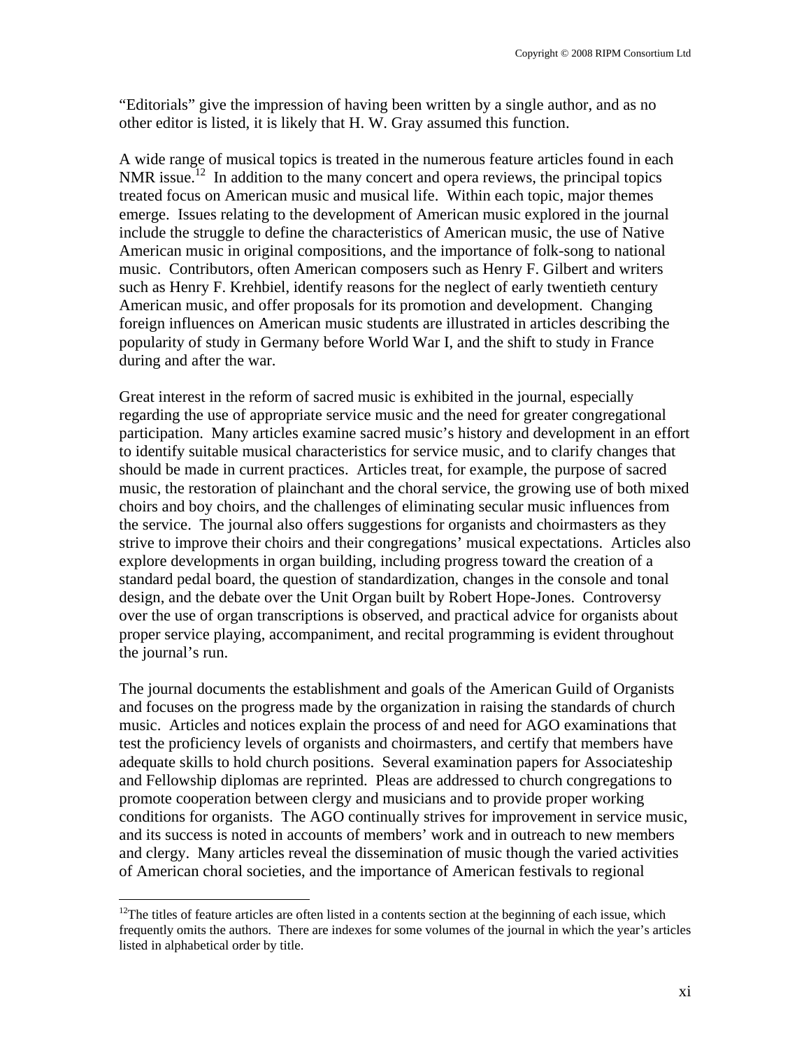"Editorials" give the impression of having been written by a single author, and as no other editor is listed, it is likely that H. W. Gray assumed this function.

A wide range of musical topics is treated in the numerous feature articles found in each NMR issue.[12] In addition to the many concert and opera reviews, the principal topics treated focus on American music and musical life. Within each topic, major themes emerge. Issues relating to the development of American music explored in the journal include the struggle to define the characteristics of American music, the use of Native American music in original compositions, and the importance of folk-song to national music. Contributors, often American composers such as Henry F. Gilbert and writers such as Henry F. Krehbiel, identify reasons for the neglect of early twentieth century American music, and offer proposals for its promotion and development. Changing foreign influences on American music students are illustrated in articles describing the popularity of study in Germany before World War I, and the shift to study in France during and after the war.

Great interest in the reform of sacred music is exhibited in the journal, especially regarding the use of appropriate service music and the need for greater congregational participation. Many articles examine sacred music's history and development in an effort to identify suitable musical characteristics for service music, and to clarify changes that should be made in current practices. Articles treat, for example, the purpose of sacred music, the restoration of plainchant and the choral service, the growing use of both mixed choirs and boy choirs, and the challenges of eliminating secular music influences from the service. The journal also offers suggestions for organists and choirmasters as they strive to improve their choirs and their congregations' musical expectations. Articles also explore developments in organ building, including progress toward the creation of a standard pedal board, the question of standardization, changes in the console and tonal design, and the debate over the Unit Organ built by Robert Hope-Jones. Controversy over the use of organ transcriptions is observed, and practical advice for organists about proper service playing, accompaniment, and recital programming is evident throughout the journal's run.

The journal documents the establishment and goals of the American Guild of Organists and focuses on the progress made by the organization in raising the standards of church music. Articles and notices explain the process of and need for AGO examinations that test the proficiency levels of organists and choirmasters, and certify that members have adequate skills to hold church positions. Several examination papers for Associateship and Fellowship diplomas are reprinted. Pleas are addressed to church congregations to promote cooperation between clergy and musicians and to provide proper working conditions for organists. The AGO continually strives for improvement in service music, and its success is noted in accounts of members' work and in outreach to new members and clergy. Many articles reveal the dissemination of music though the varied activities of American choral societies, and the importance of American festivals to regional

[12] The titles of feature articles are often listed in a contents section at the beginning of each issue, which frequently omits the authors. There are indexes for some volumes of the journal in which the year's articles listed in alphabetical order by title.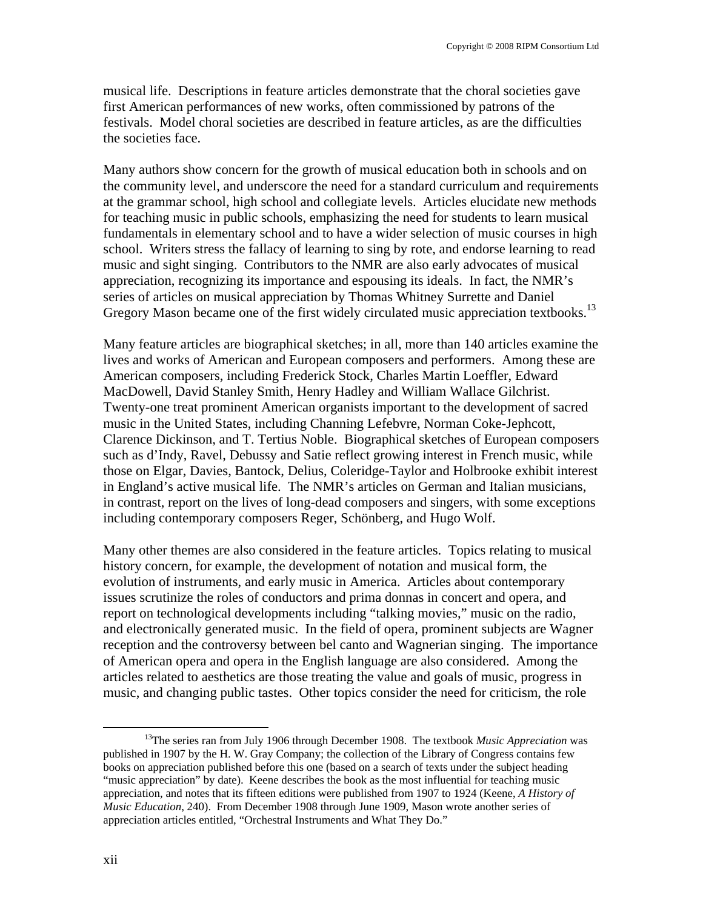musical life. Descriptions in feature articles demonstrate that the choral societies gave first American performances of new works, often commissioned by patrons of the festivals. Model choral societies are described in feature articles, as are the difficulties the societies face.

Many authors show concern for the growth of musical education both in schools and on the community level, and underscore the need for a standard curriculum and requirements at the grammar school, high school and collegiate levels. Articles elucidate new methods for teaching music in public schools, emphasizing the need for students to learn musical fundamentals in elementary school and to have a wider selection of music courses in high school. Writers stress the fallacy of learning to sing by rote, and endorse learning to read music and sight singing. Contributors to the NMR are also early advocates of musical appreciation, recognizing its importance and espousing its ideals. In fact, the NMR's series of articles on musical appreciation by Thomas Whitney Surrette and Daniel Gregory Mason became one of the first widely circulated music appreciation textbooks.[13]

Many feature articles are biographical sketches; in all, more than 140 articles examine the lives and works of American and European composers and performers. Among these are American composers, including Frederick Stock, Charles Martin Loeffler, Edward MacDowell, David Stanley Smith, Henry Hadley and William Wallace Gilchrist. Twenty-one treat prominent American organists important to the development of sacred music in the United States, including Channing Lefebvre, Norman Coke-Jephcott, Clarence Dickinson, and T. Tertius Noble. Biographical sketches of European composers such as d'Indy, Ravel, Debussy and Satie reflect growing interest in French music, while those on Elgar, Davies, Bantock, Delius, Coleridge-Taylor and Holbrooke exhibit interest in England's active musical life. The NMR's articles on German and Italian musicians, in contrast, report on the lives of long-dead composers and singers, with some exceptions including contemporary composers Reger, Schönberg, and Hugo Wolf.

Many other themes are also considered in the feature articles. Topics relating to musical history concern, for example, the development of notation and musical form, the evolution of instruments, and early music in America. Articles about contemporary issues scrutinize the roles of conductors and prima donnas in concert and opera, and report on technological developments including "talking movies," music on the radio, and electronically generated music. In the field of opera, prominent subjects are Wagner reception and the controversy between bel canto and Wagnerian singing. The importance of American opera and opera in the English language are also considered. Among the articles related to aesthetics are those treating the value and goals of music, progress in music, and changing public tastes. Other topics consider the need for criticism, the role

[13]The series ran from July 1906 through December 1908. The textbook *Music Appreciation* was published in 1907 by the H. W. Gray Company; the collection of the Library of Congress contains few books on appreciation published before this one (based on a search of texts under the subject heading "music appreciation" by date). Keene describes the book as the most influential for teaching music appreciation, and notes that its fifteen editions were published from 1907 to 1924 (Keene, *A History of Music Education*, 240). From December 1908 through June 1909, Mason wrote another series of appreciation articles entitled, "Orchestral Instruments and What They Do."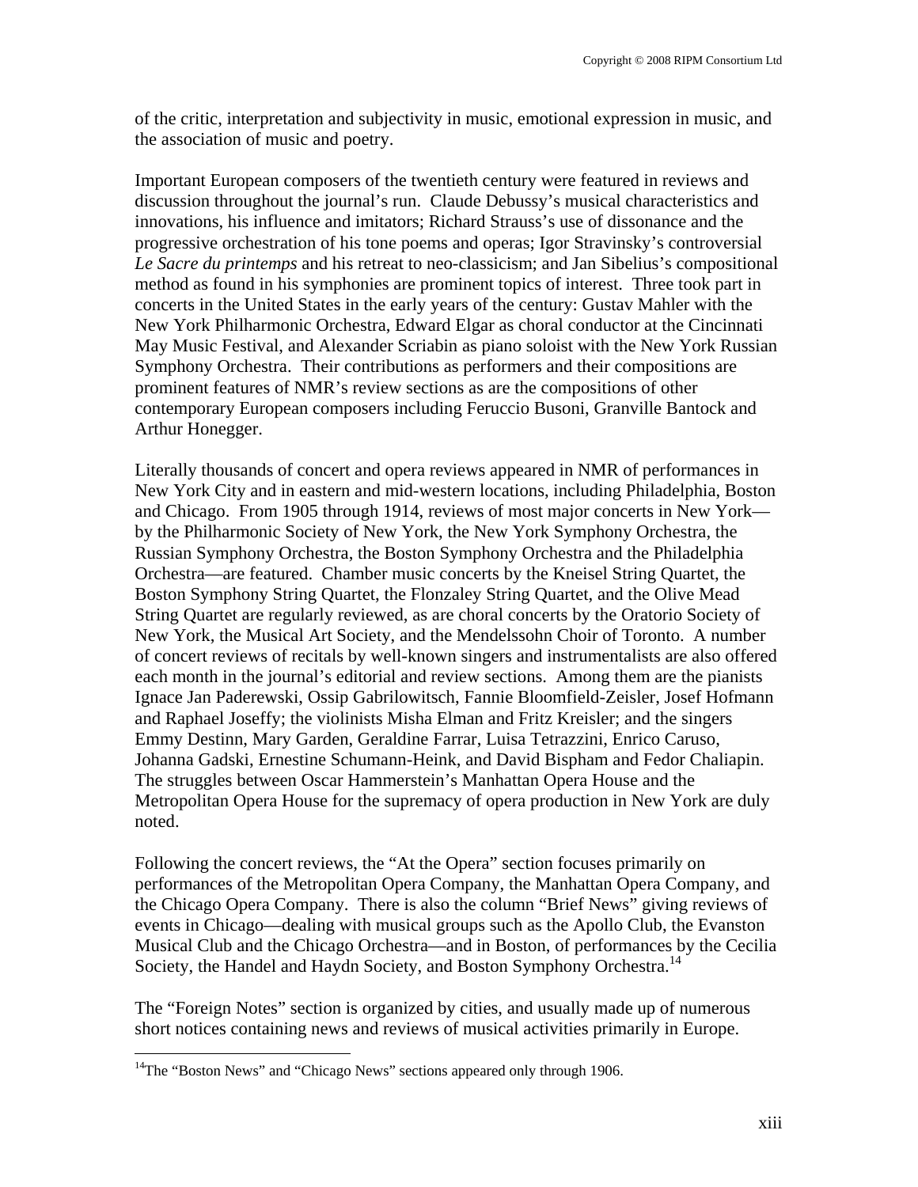of the critic, interpretation and subjectivity in music, emotional expression in music, and the association of music and poetry.

Important European composers of the twentieth century were featured in reviews and discussion throughout the journal's run. Claude Debussy's musical characteristics and innovations, his influence and imitators; Richard Strauss's use of dissonance and the progressive orchestration of his tone poems and operas; Igor Stravinsky's controversial *Le Sacre du printemps* and his retreat to neo-classicism; and Jan Sibelius's compositional method as found in his symphonies are prominent topics of interest. Three took part in concerts in the United States in the early years of the century: Gustav Mahler with the New York Philharmonic Orchestra, Edward Elgar as choral conductor at the Cincinnati May Music Festival, and Alexander Scriabin as piano soloist with the New York Russian Symphony Orchestra. Their contributions as performers and their compositions are prominent features of NMR's review sections as are the compositions of other contemporary European composers including Feruccio Busoni, Granville Bantock and Arthur Honegger.

Literally thousands of concert and opera reviews appeared in NMR of performances in New York City and in eastern and mid-western locations, including Philadelphia, Boston and Chicago. From 1905 through 1914, reviews of most major concerts in New York—by the Philharmonic Society of New York, the New York Symphony Orchestra, the Russian Symphony Orchestra, the Boston Symphony Orchestra and the Philadelphia Orchestra—are featured. Chamber music concerts by the Kneisel String Quartet, the Boston Symphony String Quartet, the Flonzaley String Quartet, and the Olive Mead String Quartet are regularly reviewed, as are choral concerts by the Oratorio Society of New York, the Musical Art Society, and the Mendelssohn Choir of Toronto. A number of concert reviews of recitals by well-known singers and instrumentalists are also offered each month in the journal's editorial and review sections. Among them are the pianists Ignace Jan Paderewski, Ossip Gabrilowitsch, Fannie Bloomfield-Zeisler, Josef Hofmann and Raphael Joseffy; the violinists Misha Elman and Fritz Kreisler; and the singers Emmy Destinn, Mary Garden, Geraldine Farrar, Luisa Tetrazzini, Enrico Caruso, Johanna Gadski, Ernestine Schumann-Heink, and David Bispham and Fedor Chaliapin. The struggles between Oscar Hammerstein's Manhattan Opera House and the Metropolitan Opera House for the supremacy of opera production in New York are duly noted.

Following the concert reviews, the "At the Opera" section focuses primarily on performances of the Metropolitan Opera Company, the Manhattan Opera Company, and the Chicago Opera Company. There is also the column "Brief News" giving reviews of events in Chicago—dealing with musical groups such as the Apollo Club, the Evanston Musical Club and the Chicago Orchestra—and in Boston, of performances by the Cecilia Society, the Handel and Haydn Society, and Boston Symphony Orchestra.[14]

The "Foreign Notes" section is organized by cities, and usually made up of numerous short notices containing news and reviews of musical activities primarily in Europe.

[14] The "Boston News" and "Chicago News" sections appeared only through 1906.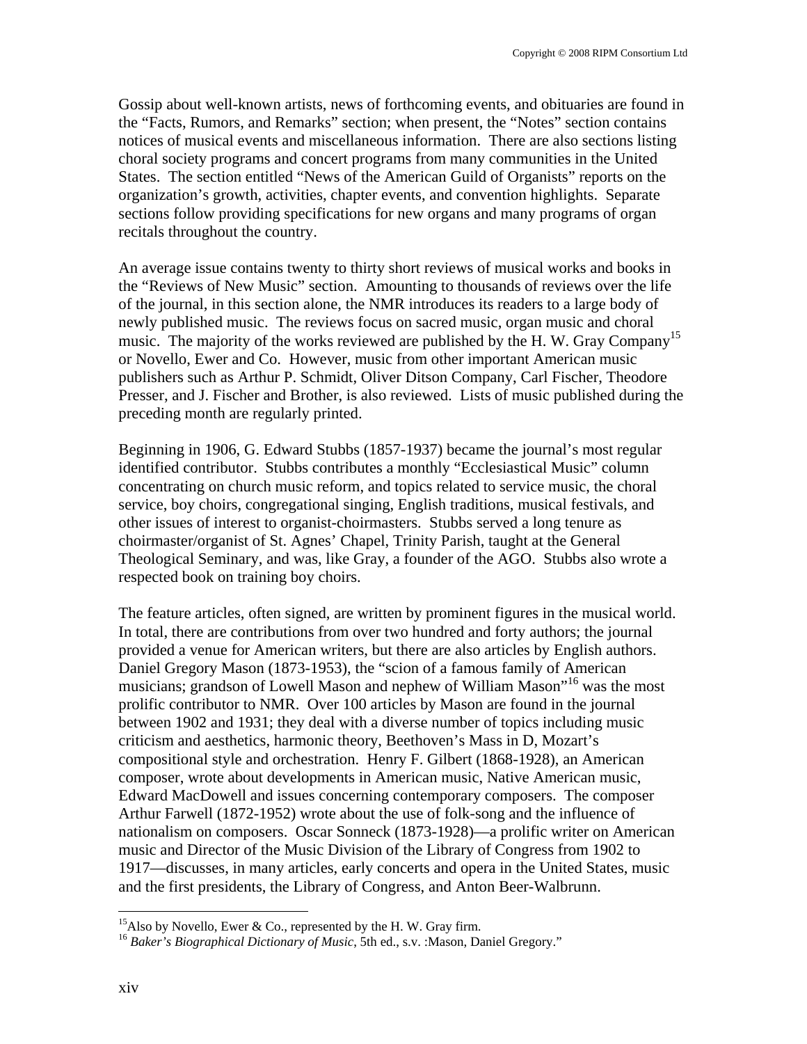Gossip about well-known artists, news of forthcoming events, and obituaries are found in the "Facts, Rumors, and Remarks" section; when present, the "Notes" section contains notices of musical events and miscellaneous information. There are also sections listing choral society programs and concert programs from many communities in the United States. The section entitled "News of the American Guild of Organists" reports on the organization's growth, activities, chapter events, and convention highlights. Separate sections follow providing specifications for new organs and many programs of organ recitals throughout the country.

An average issue contains twenty to thirty short reviews of musical works and books in the "Reviews of New Music" section. Amounting to thousands of reviews over the life of the journal, in this section alone, the NMR introduces its readers to a large body of newly published music. The reviews focus on sacred music, organ music and choral music. The majority of the works reviewed are published by the H. W. Gray Company[15] or Novello, Ewer and Co. However, music from other important American music publishers such as Arthur P. Schmidt, Oliver Ditson Company, Carl Fischer, Theodore Presser, and J. Fischer and Brother, is also reviewed. Lists of music published during the preceding month are regularly printed.

Beginning in 1906, G. Edward Stubbs (1857-1937) became the journal's most regular identified contributor. Stubbs contributes a monthly "Ecclesiastical Music" column concentrating on church music reform, and topics related to service music, the choral service, boy choirs, congregational singing, English traditions, musical festivals, and other issues of interest to organist-choirmasters. Stubbs served a long tenure as choirmaster/organist of St. Agnes' Chapel, Trinity Parish, taught at the General Theological Seminary, and was, like Gray, a founder of the AGO. Stubbs also wrote a respected book on training boy choirs.

The feature articles, often signed, are written by prominent figures in the musical world. In total, there are contributions from over two hundred and forty authors; the journal provided a venue for American writers, but there are also articles by English authors. Daniel Gregory Mason (1873-1953), the "scion of a famous family of American musicians; grandson of Lowell Mason and nephew of William Mason"[16] was the most prolific contributor to NMR. Over 100 articles by Mason are found in the journal between 1902 and 1931; they deal with a diverse number of topics including music criticism and aesthetics, harmonic theory, Beethoven's Mass in D, Mozart's compositional style and orchestration. Henry F. Gilbert (1868-1928), an American composer, wrote about developments in American music, Native American music, Edward MacDowell and issues concerning contemporary composers. The composer Arthur Farwell (1872-1952) wrote about the use of folk-song and the influence of nationalism on composers. Oscar Sonneck (1873-1928)—a prolific writer on American music and Director of the Music Division of the Library of Congress from 1902 to 1917—discusses, in many articles, early concerts and opera in the United States, music and the first presidents, the Library of Congress, and Anton Beer-Walbrunn.

---

[15]Also by Novello, Ewer & Co., represented by the H. W. Gray firm.

[16] *Baker's Biographical Dictionary of Music*, 5th ed., s.v. :Mason, Daniel Gregory."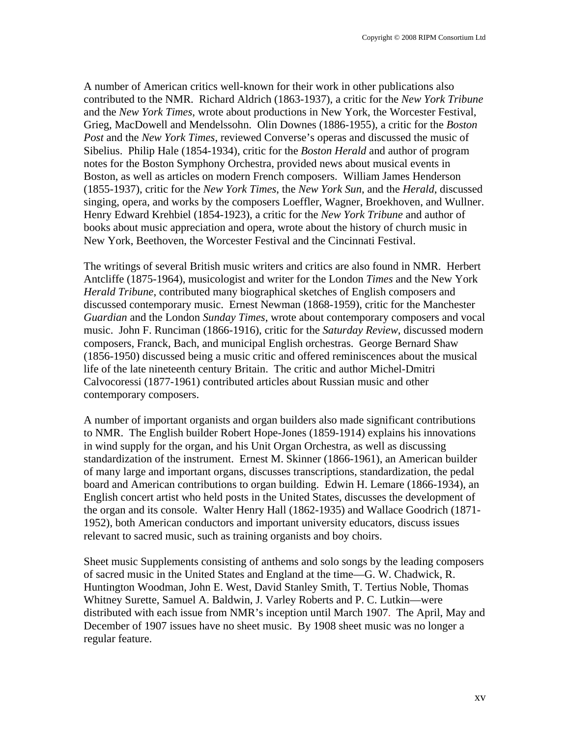A number of American critics well-known for their work in other publications also contributed to the NMR. Richard Aldrich (1863-1937), a critic for the *New York Tribune* and the *New York Times*, wrote about productions in New York, the Worcester Festival, Grieg, MacDowell and Mendelssohn. Olin Downes (1886-1955), a critic for the *Boston Post* and the *New York Times*, reviewed Converse's operas and discussed the music of Sibelius. Philip Hale (1854-1934), critic for the *Boston Herald* and author of program notes for the Boston Symphony Orchestra, provided news about musical events in Boston, as well as articles on modern French composers. William James Henderson (1855-1937), critic for the *New York Times*, the *New York Sun*, and the *Herald*, discussed singing, opera, and works by the composers Loeffler, Wagner, Broekhoven, and Wullner. Henry Edward Krehbiel (1854-1923), a critic for the *New York Tribune* and author of books about music appreciation and opera, wrote about the history of church music in New York, Beethoven, the Worcester Festival and the Cincinnati Festival.

The writings of several British music writers and critics are also found in NMR. Herbert Antcliffe (1875-1964), musicologist and writer for the London *Times* and the New York *Herald Tribune*, contributed many biographical sketches of English composers and discussed contemporary music. Ernest Newman (1868-1959), critic for the Manchester *Guardian* and the London *Sunday Times*, wrote about contemporary composers and vocal music. John F. Runciman (1866-1916), critic for the *Saturday Review*, discussed modern composers, Franck, Bach, and municipal English orchestras. George Bernard Shaw (1856-1950) discussed being a music critic and offered reminiscences about the musical life of the late nineteenth century Britain. The critic and author Michel-Dmitri Calvocoressi (1877-1961) contributed articles about Russian music and other contemporary composers.

A number of important organists and organ builders also made significant contributions to NMR. The English builder Robert Hope-Jones (1859-1914) explains his innovations in wind supply for the organ, and his Unit Organ Orchestra, as well as discussing standardization of the instrument. Ernest M. Skinner (1866-1961), an American builder of many large and important organs, discusses transcriptions, standardization, the pedal board and American contributions to organ building. Edwin H. Lemare (1866-1934), an English concert artist who held posts in the United States, discusses the development of the organ and its console. Walter Henry Hall (1862-1935) and Wallace Goodrich (1871-1952), both American conductors and important university educators, discuss issues relevant to sacred music, such as training organists and boy choirs.

Sheet music Supplements consisting of anthems and solo songs by the leading composers of sacred music in the United States and England at the time—G. W. Chadwick, R. Huntington Woodman, John E. West, David Stanley Smith, T. Tertius Noble, Thomas Whitney Surette, Samuel A. Baldwin, J. Varley Roberts and P. C. Lutkin—were distributed with each issue from NMR's inception until March 1907. The April, May and December of 1907 issues have no sheet music. By 1908 sheet music was no longer a regular feature.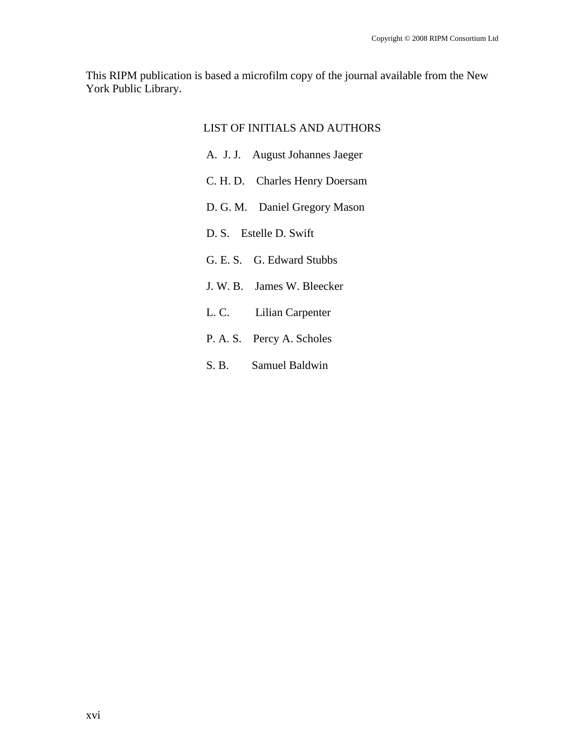This RIPM publication is based a microfilm copy of the journal available from the New York Public Library.

## LIST OF INITIALS AND AUTHORS

A. J. J. August Johannes Jaeger

C. H. D. Charles Henry Doersam

D. G. M. Daniel Gregory Mason

D. S. Estelle D. Swift

G. E. S. G. Edward Stubbs

J. W. B. James W. Bleecker

L. C. Lilian Carpenter

P. A. S. Percy A. Scholes

S. B. Samuel Baldwin